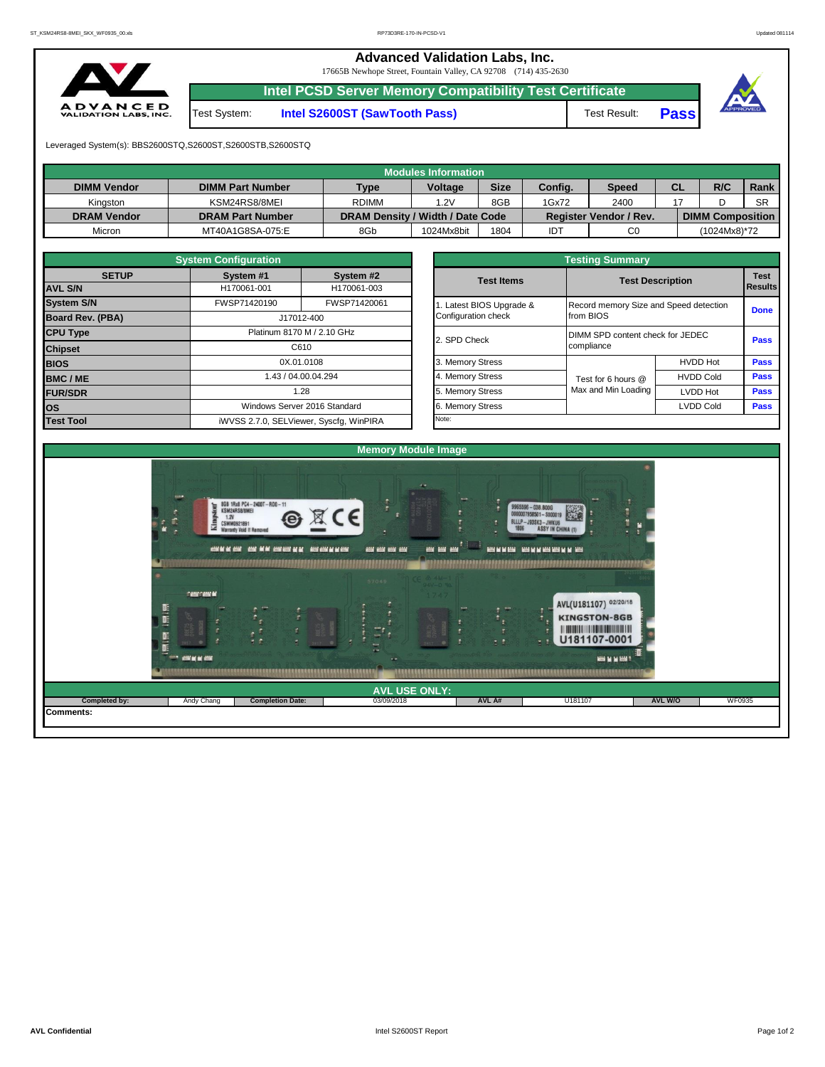# Advanced Validation Labs, Inc.

17665B Newhope Street, Fountain Valley, CA 92708 (714) 435-2630

## Intel PCSD Server Memory Compatibility Test Certificate

| Test System: | Intel S2600ST (SawTooth Pass) | Test Result: | Pass |
|---|---|---|---|

Leveraged System(s): BBS2600STQ,S2600ST,S2600STB,S2600STQ

### Modules Information

| DIMM Vendor | DIMM Part Number | Type | Voltage | Size | Config. | Speed | CL | R/C | Rank |
|---|---|---|---|---|---|---|---|---|---|
| Kingston | KSM24RS8/8MEI | RDIMM | 1.2V | 8GB | 1Gx72 | 2400 | 17 | D | SR |
| **DRAM Vendor** | **DRAM Part Number** | **DRAM Density / Width / Date Code** | | | **Register Vendor / Rev.** | | **DIMM Composition** | | |
| Micron | MT40A1G8SA-075:E | 8Gb | 1024Mx8bit | 1804 | IDT | C0 | (1024Mx8)*72 | | |

### System Configuration

| SETUP | System #1 | System #2 |
|---|---|---|
| AVL S/N | H170061-001 | H170061-003 |
| System S/N | FWSP71420190 | FWSP71420061 |
| Board Rev. (PBA) | J17012-400 | |
| CPU Type | Platinum 8170 M / 2.10 GHz | |
| Chipset | C610 | |
| BIOS | 0X.01.0108 | |
| BMC / ME | 1.43 / 04.00.04.294 | |
| FUR/SDR | 1.28 | |
| OS | Windows Server 2016 Standard | |
| Test Tool | iWVSS 2.7.0, SELViewer, Syscfg, WinPIRA | |

### Testing Summary

| Test Items | Test Description | | Test Results |
|---|---|---|---|
| 1. Latest BIOS Upgrade & Configuration check | Record memory Size and Speed detection from BIOS | | Done |
| 2. SPD Check | DIMM SPD content check for JEDEC compliance | | Pass |
| 3. Memory Stress | Test for 6 hours @ Max and Min Loading | HVDD Hot | Pass |
| 4. Memory Stress | | HVDD Cold | Pass |
| 5. Memory Stress | | LVDD Hot | Pass |
| 6. Memory Stress | | LVDD Cold | Pass |

Note:

### Memory Module Image

### AVL USE ONLY:

| Completed by: | Andy Chang | Completion Date: | 03/09/2018 | AVL A#: | U181107 | AVL W/O | WF0935 |
|---|---|---|---|---|---|---|---|

Comments: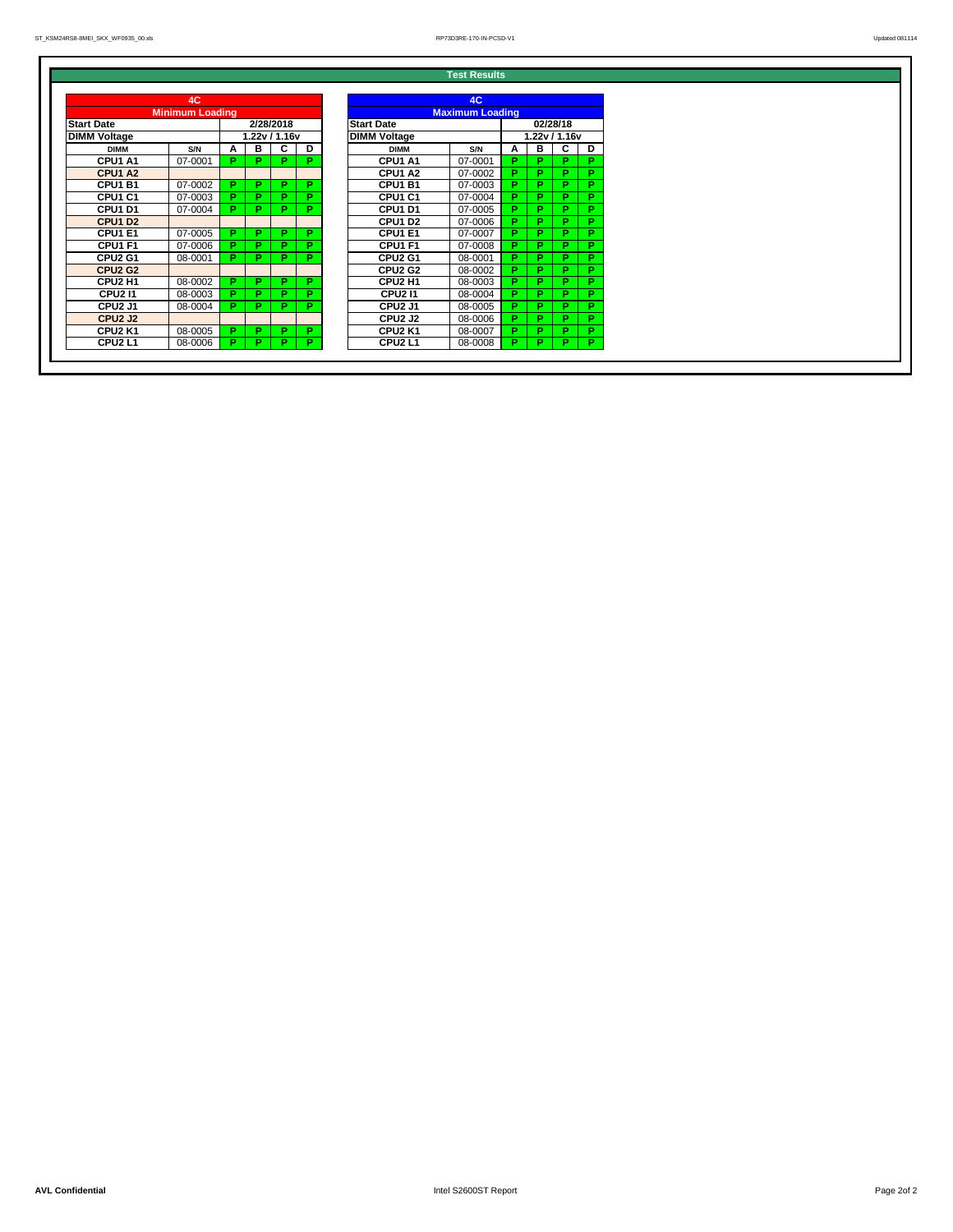## Test Results

| 4C Minimum Loading | | | | | |
|---|---|---|---|---|---|
| **Start Date** | | 2/28/2018 | | | |
| **DIMM Voltage** | | 1.22v / 1.16v | | | |
| **DIMM** | **S/N** | **A** | **B** | **C** | **D** |
| **CPU1 A1** | 07-0001 | P | P | P | P |
| **CPU1 A2** | | | | | |
| **CPU1 B1** | 07-0002 | P | P | P | P |
| **CPU1 C1** | 07-0003 | P | P | P | P |
| **CPU1 D1** | 07-0004 | P | P | P | P |
| **CPU1 D2** | | | | | |
| **CPU1 E1** | 07-0005 | P | P | P | P |
| **CPU1 F1** | 07-0006 | P | P | P | P |
| **CPU2 G1** | 08-0001 | P | P | P | P |
| **CPU2 G2** | | | | | |
| **CPU2 H1** | 08-0002 | P | P | P | P |
| **CPU2 I1** | 08-0003 | P | P | P | P |
| **CPU2 J1** | 08-0004 | P | P | P | P |
| **CPU2 J2** | | | | | |
| **CPU2 K1** | 08-0005 | P | P | P | P |
| **CPU2 L1** | 08-0006 | P | P | P | P |

| 4C Maximum Loading | | | | | |
|---|---|---|---|---|---|
| **Start Date** | | 02/28/18 | | | |
| **DIMM Voltage** | | 1.22v / 1.16v | | | |
| **DIMM** | **S/N** | **A** | **B** | **C** | **D** |
| **CPU1 A1** | 07-0001 | P | P | P | P |
| **CPU1 A2** | 07-0002 | P | P | P | P |
| **CPU1 B1** | 07-0003 | P | P | P | P |
| **CPU1 C1** | 07-0004 | P | P | P | P |
| **CPU1 D1** | 07-0005 | P | P | P | P |
| **CPU1 D2** | 07-0006 | P | P | P | P |
| **CPU1 E1** | 07-0007 | P | P | P | P |
| **CPU1 F1** | 07-0008 | P | P | P | P |
| **CPU2 G1** | 08-0001 | P | P | P | P |
| **CPU2 G2** | 08-0002 | P | P | P | P |
| **CPU2 H1** | 08-0003 | P | P | P | P |
| **CPU2 I1** | 08-0004 | P | P | P | P |
| **CPU2 J1** | 08-0005 | P | P | P | P |
| **CPU2 J2** | 08-0006 | P | P | P | P |
| **CPU2 K1** | 08-0007 | P | P | P | P |
| **CPU2 L1** | 08-0008 | P | P | P | P |